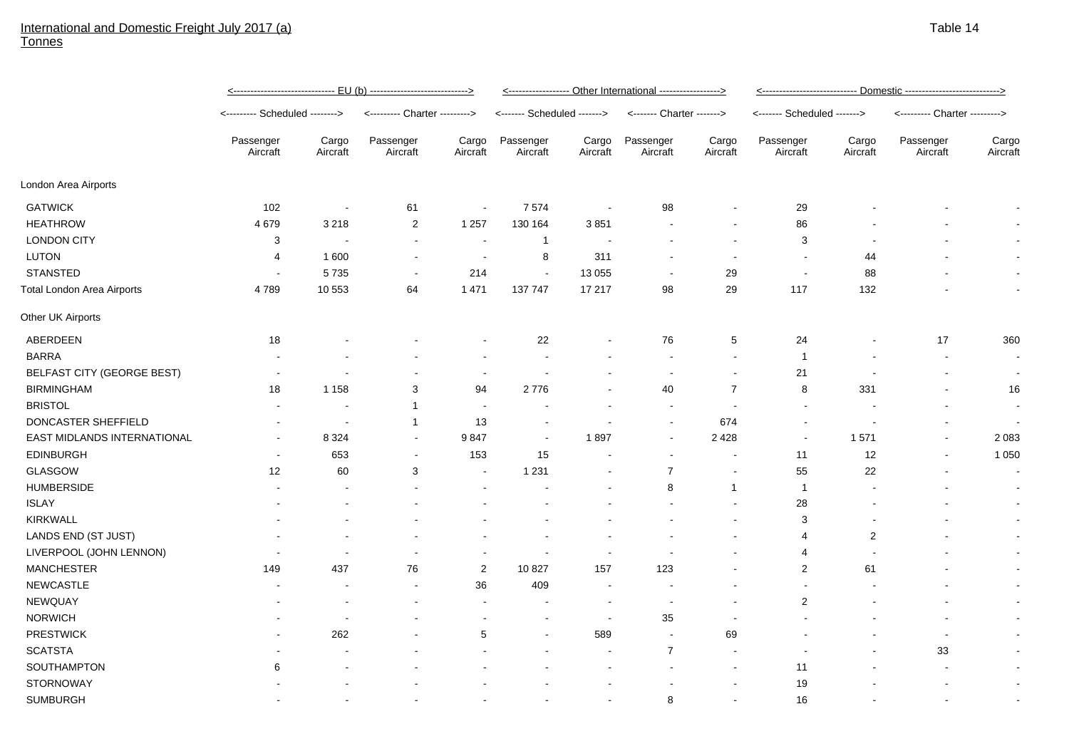International and Domestic Freight July 2017 (a)
Tonnes

Table 14

| | EU (b) | | | | Other International | | | | Domestic | | | |
|---|---|---|---|---|---|---|---|---|---|---|---|---|
| | Scheduled | | Charter | | Scheduled | | Charter | | Scheduled | | Charter | |
| | Passenger Aircraft | Cargo Aircraft | Passenger Aircraft | Cargo Aircraft | Passenger Aircraft | Cargo Aircraft | Passenger Aircraft | Cargo Aircraft | Passenger Aircraft | Cargo Aircraft | Passenger Aircraft | Cargo Aircraft |
| London Area Airports | | | | | | | | | | | | |
| GATWICK | 102 | - | 61 | - | 7 574 | - | 98 | - | 29 | - | - | - |
| HEATHROW | 4 679 | 3 218 | 2 | 1 257 | 130 164 | 3 851 | - | - | 86 | - | - | - |
| LONDON CITY | 3 | - | - | - | 1 | - | - | - | 3 | - | - | - |
| LUTON | 4 | 1 600 | - | - | 8 | 311 | - | - | - | 44 | - | - |
| STANSTED | - | 5 735 | - | 214 | - | 13 055 | - | 29 | - | 88 | - | - |
| Total London Area Airports | 4 789 | 10 553 | 64 | 1 471 | 137 747 | 17 217 | 98 | 29 | 117 | 132 | - | - |
| Other UK Airports | | | | | | | | | | | | |
| ABERDEEN | 18 | - | - | - | 22 | - | 76 | 5 | 24 | - | 17 | 360 |
| BARRA | - | - | - | - | - | - | - | - | 1 | - | - | - |
| BELFAST CITY (GEORGE BEST) | - | - | - | - | - | - | - | - | 21 | - | - | - |
| BIRMINGHAM | 18 | 1 158 | 3 | 94 | 2 776 | - | 40 | 7 | 8 | 331 | - | 16 |
| BRISTOL | - | - | 1 | - | - | - | - | - | - | - | - | - |
| DONCASTER SHEFFIELD | - | - | 1 | 13 | - | - | - | 674 | - | - | - | - |
| EAST MIDLANDS INTERNATIONAL | - | 8 324 | - | 9 847 | - | 1 897 | - | 2 428 | - | 1 571 | - | 2 083 |
| EDINBURGH | - | 653 | - | 153 | 15 | - | - | - | 11 | 12 | - | 1 050 |
| GLASGOW | 12 | 60 | 3 | - | 1 231 | - | 7 | - | 55 | 22 | - | - |
| HUMBERSIDE | - | - | - | - | - | - | 8 | 1 | 1 | - | - | - |
| ISLAY | - | - | - | - | - | - | - | - | 28 | - | - | - |
| KIRKWALL | - | - | - | - | - | - | - | - | 3 | - | - | - |
| LANDS END (ST JUST) | - | - | - | - | - | - | - | - | 4 | 2 | - | - |
| LIVERPOOL (JOHN LENNON) | - | - | - | - | - | - | - | - | 4 | - | - | - |
| MANCHESTER | 149 | 437 | 76 | 2 | 10 827 | 157 | 123 | - | 2 | 61 | - | - |
| NEWCASTLE | - | - | - | 36 | 409 | - | - | - | - | - | - | - |
| NEWQUAY | - | - | - | - | - | - | - | - | 2 | - | - | - |
| NORWICH | - | - | - | - | - | - | 35 | - | - | - | - | - |
| PRESTWICK | - | 262 | - | 5 | - | 589 | - | 69 | - | - | - | - |
| SCATSTA | - | - | - | - | - | - | 7 | - | - | - | 33 | - |
| SOUTHAMPTON | 6 | - | - | - | - | - | - | - | 11 | - | - | - |
| STORNOWAY | - | - | - | - | - | - | - | - | 19 | - | - | - |
| SUMBURGH | - | - | - | - | - | - | 8 | - | 16 | - | - | - |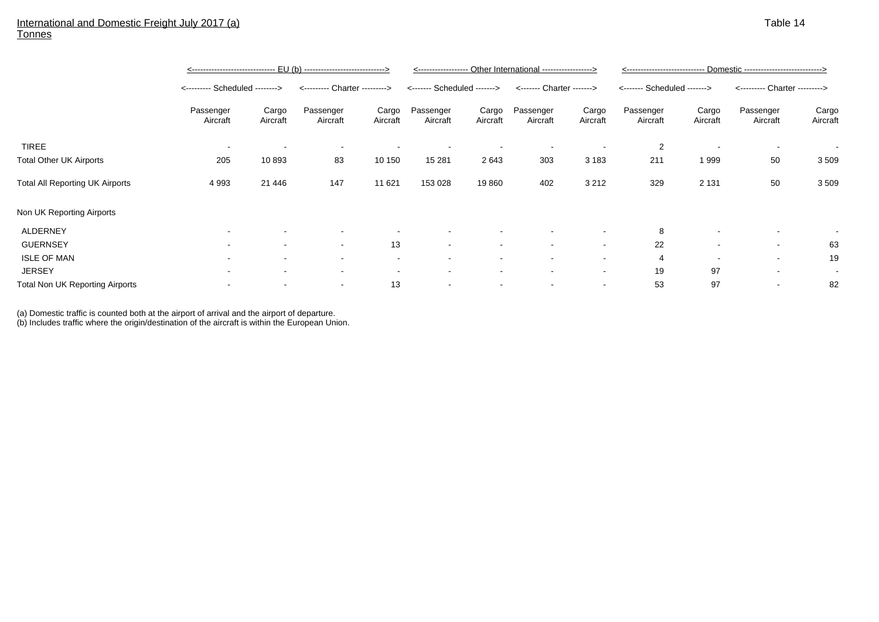International and Domestic Freight July 2017 (a)
Tonnes

Table 14

| | EU (b) | | | | Other International | | | | Domestic | | | |
|---|---|---|---|---|---|---|---|---|---|---|---|---|
| | Scheduled | | Charter | | Scheduled | | Charter | | Scheduled | | Charter | |
| | Passenger Aircraft | Cargo Aircraft | Passenger Aircraft | Cargo Aircraft | Passenger Aircraft | Cargo Aircraft | Passenger Aircraft | Cargo Aircraft | Passenger Aircraft | Cargo Aircraft | Passenger Aircraft | Cargo Aircraft |
| TIREE | - | - | - | - | - | - | - | - | 2 | - | - | - |
| Total Other UK Airports | 205 | 10 893 | 83 | 10 150 | 15 281 | 2 643 | 303 | 3 183 | 211 | 1 999 | 50 | 3 509 |
| Total All Reporting UK Airports | 4 993 | 21 446 | 147 | 11 621 | 153 028 | 19 860 | 402 | 3 212 | 329 | 2 131 | 50 | 3 509 |
| Non UK Reporting Airports | | | | | | | | | | | | |
| ALDERNEY | - | - | - | - | - | - | - | - | 8 | - | - | - |
| GUERNSEY | - | - | - | 13 | - | - | - | - | 22 | - | - | 63 |
| ISLE OF MAN | - | - | - | - | - | - | - | - | 4 | - | - | 19 |
| JERSEY | - | - | - | - | - | - | - | - | 19 | 97 | - | - |
| Total Non UK Reporting Airports | - | - | - | 13 | - | - | - | - | 53 | 97 | - | 82 |

(a) Domestic traffic is counted both at the airport of arrival and the airport of departure.
(b) Includes traffic where the origin/destination of the aircraft is within the European Union.